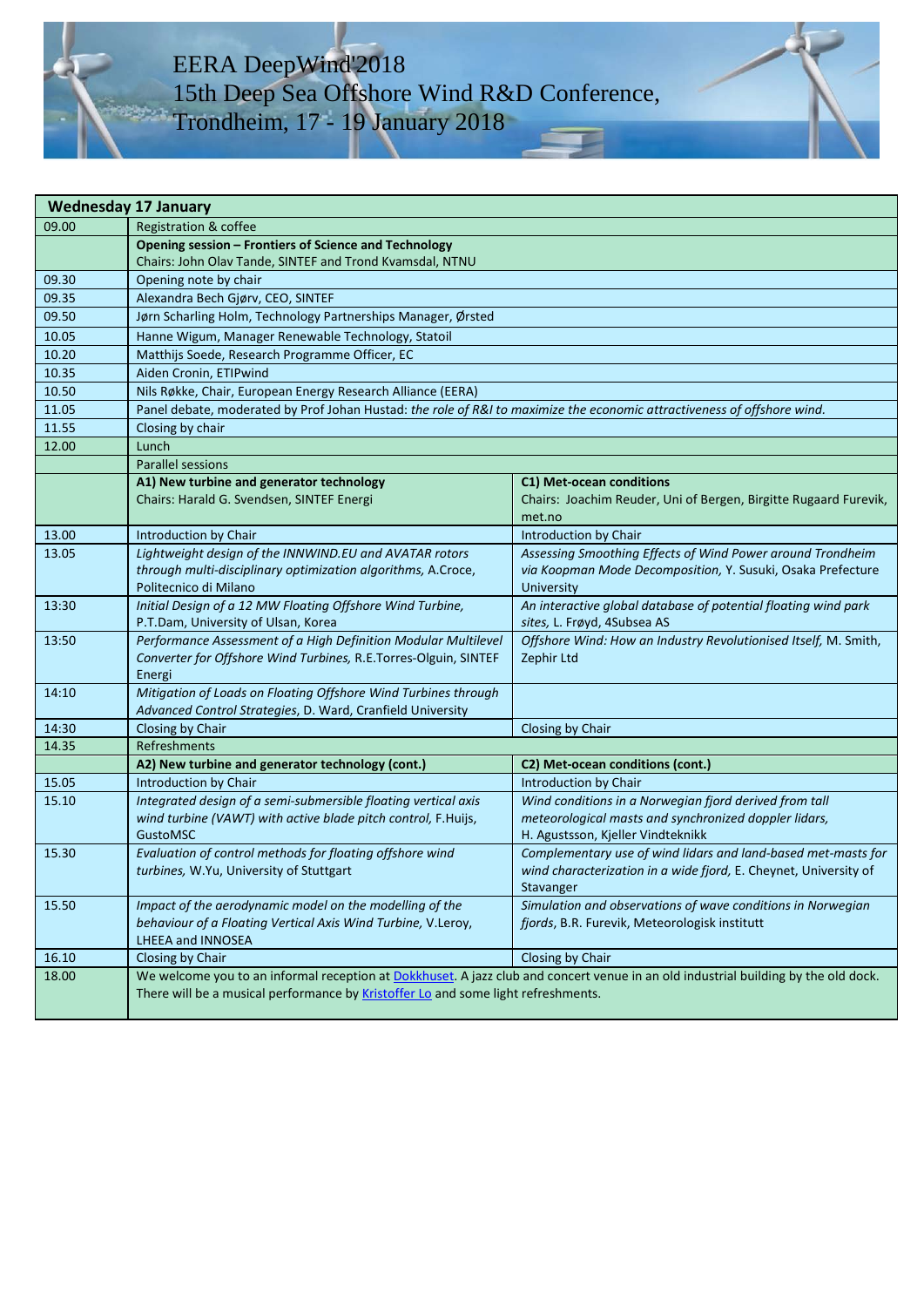# EERA DeepWind'2018
# 15th Deep Sea Offshore Wind R&D Conference, Trondheim, 17 - 19 January 2018

| **Wednesday 17 January** | | |
|---|---|---|
| 09.00 | Registration & coffee | |
| | **Opening session – Frontiers of Science and Technology**<br>Chairs: John Olav Tande, SINTEF and Trond Kvamsdal, NTNU | |
| 09.30 | Opening note by chair | |
| 09.35 | Alexandra Bech Gjørv, CEO, SINTEF | |
| 09.50 | Jørn Scharling Holm, Technology Partnerships Manager, Ørsted | |
| 10.05 | Hanne Wigum, Manager Renewable Technology, Statoil | |
| 10.20 | Matthijs Soede, Research Programme Officer, EC | |
| 10.35 | Aiden Cronin, ETIPwind | |
| 10.50 | Nils Røkke, Chair, European Energy Research Alliance (EERA) | |
| 11.05 | Panel debate, moderated by Prof Johan Hustad: *the role of R&I to maximize the economic attractiveness of offshore wind.* | |
| 11.55 | Closing by chair | |
| 12.00 | Lunch | |
| | Parallel sessions | |
| | **A1) New turbine and generator technology**<br>Chairs: Harald G. Svendsen, SINTEF Energi | **C1) Met-ocean conditions**<br>Chairs: Joachim Reuder, Uni of Bergen, Birgitte Rugaard Furevik, met.no |
| 13.00 | Introduction by Chair | Introduction by Chair |
| 13.05 | *Lightweight design of the INNWIND.EU and AVATAR rotors through multi-disciplinary optimization algorithms,* A.Croce, Politecnico di Milano | *Assessing Smoothing Effects of Wind Power around Trondheim via Koopman Mode Decomposition,* Y. Susuki, Osaka Prefecture University |
| 13:30 | *Initial Design of a 12 MW Floating Offshore Wind Turbine,* P.T.Dam, University of Ulsan, Korea | *An interactive global database of potential floating wind park sites,* L. Frøyd, 4Subsea AS |
| 13:50 | *Performance Assessment of a High Definition Modular Multilevel Converter for Offshore Wind Turbines,* R.E.Torres-Olguin, SINTEF Energi | *Offshore Wind: How an Industry Revolutionised Itself,* M. Smith, Zephir Ltd |
| 14:10 | *Mitigation of Loads on Floating Offshore Wind Turbines through Advanced Control Strategies,* D. Ward, Cranfield University | |
| 14:30 | Closing by Chair | Closing by Chair |
| 14.35 | Refreshments | |
| | **A2) New turbine and generator technology (cont.)** | **C2) Met-ocean conditions (cont.)** |
| 15.05 | Introduction by Chair | Introduction by Chair |
| 15.10 | *Integrated design of a semi-submersible floating vertical axis wind turbine (VAWT) with active blade pitch control,* F.Huijs, GustoMSC | *Wind conditions in a Norwegian fjord derived from tall meteorological masts and synchronized doppler lidars,* H. Agustsson, Kjeller Vindteknikk |
| 15.30 | *Evaluation of control methods for floating offshore wind turbines,* W.Yu, University of Stuttgart | *Complementary use of wind lidars and land-based met-masts for wind characterization in a wide fjord,* E. Cheynet, University of Stavanger |
| 15.50 | *Impact of the aerodynamic model on the modelling of the behaviour of a Floating Vertical Axis Wind Turbine,* V.Leroy, LHEEA and INNOSEA | *Simulation and observations of wave conditions in Norwegian fjords*, B.R. Furevik, Meteorologisk institutt |
| 16.10 | Closing by Chair | Closing by Chair |
| 18.00 | We welcome you to an informal reception at Dokkhuset. A jazz club and concert venue in an old industrial building by the old dock. There will be a musical performance by Kristoffer Lo and some light refreshments. | |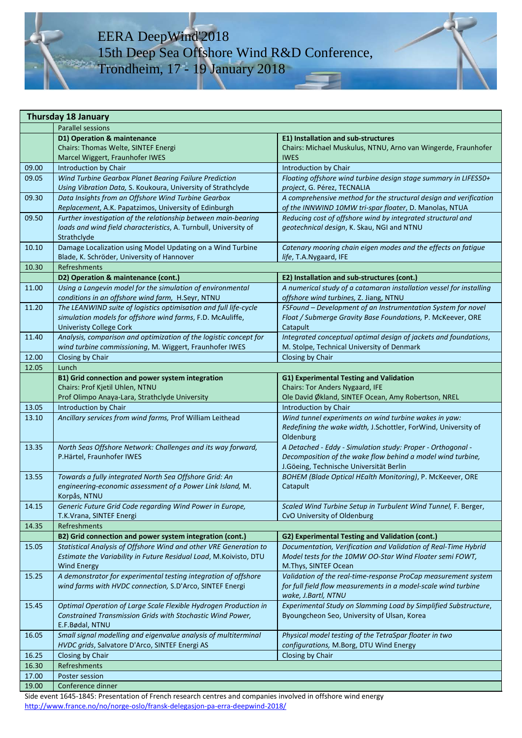# EERA DeepWind'2018
# 15th Deep Sea Offshore Wind R&D Conference, Trondheim, 17 - 19 January 2018

| **Thursday 18 January** | | |
|---|---|---|
| | Parallel sessions | |
| | **D1) Operation & maintenance**<br>Chairs: Thomas Welte, SINTEF Energi<br>Marcel Wiggert, Fraunhofer IWES | **E1) Installation and sub-structures**<br>Chairs: Michael Muskulus, NTNU, Arno van Wingerde, Fraunhofer IWES |
| 09.00 | Introduction by Chair | Introduction by Chair |
| 09.05 | *Wind Turbine Gearbox Planet Bearing Failure Prediction Using Vibration Data*, S. Koukoura, University of Strathclyde | *Floating offshore wind turbine design stage summary in LIFES50+ project*, G. Pérez, TECNALIA |
| 09.30 | *Data Insights from an Offshore Wind Turbine Gearbox Replacement*, A.K. Papatzimos, University of Edinburgh | *A comprehensive method for the structural design and verification of the INNWIND 10MW tri-spar floater*, D. Manolas, NTUA |
| 09.50 | *Further investigation of the relationship between main-bearing loads and wind field characteristics*, A. Turnbull, University of Strathclyde | *Reducing cost of offshore wind by integrated structural and geotechnical design*, K. Skau, NGI and NTNU |
| 10.10 | Damage Localization using Model Updating on a Wind Turbine Blade, K. Schröder, University of Hannover | *Catenary mooring chain eigen modes and the effects on fatigue life*, T.A.Nygaard, IFE |
| 10.30 | Refreshments | |
| | **D2) Operation & maintenance (cont.)** | **E2) Installation and sub-structures (cont.)** |
| 11.00 | *Using a Langevin model for the simulation of environmental conditions in an offshore wind farm*, H.Seyr, NTNU | *A numerical study of a catamaran installation vessel for installing offshore wind turbines*, Z. Jiang, NTNU |
| 11.20 | *The LEANWIND suite of logistics optimisation and full life-cycle simulation models for offshore wind farms*, F.D. McAuliffe, Univeristy College Cork | *FSFound – Development of an Instrumentation System for novel Float / Submerge Gravity Base Foundations*, P. McKeever, ORE Catapult |
| 11.40 | *Analysis, comparison and optimization of the logistic concept for wind turbine commissioning*, M. Wiggert, Fraunhofer IWES | *Integrated conceptual optimal design of jackets and foundations*, M. Stolpe, Technical University of Denmark |
| 12.00 | Closing by Chair | Closing by Chair |
| 12.05 | Lunch | |
| | **B1) Grid connection and power system integration**<br>Chairs: Prof Kjetil Uhlen, NTNU<br>Prof Olimpo Anaya-Lara, Strathclyde University | **G1) Experimental Testing and Validation**<br>Chairs: Tor Anders Nygaard, IFE<br>Ole David Økland, SINTEF Ocean, Amy Robertson, NREL |
| 13.05 | Introduction by Chair | Introduction by Chair |
| 13.10 | *Ancillary services from wind farms,* Prof William Leithead | *Wind tunnel experiments on wind turbine wakes in yaw: Redefining the wake width,* J.Schottler, ForWind, University of Oldenburg |
| 13.35 | *North Seas Offshore Network: Challenges and its way forward,* P.Härtel, Fraunhofer IWES | *A Detached - Eddy - Simulation study: Proper - Orthogonal - Decomposition of the wake flow behind a model wind turbine,* J.Göeing, Technische Universität Berlin |
| 13.55 | *Towards a fully integrated North Sea Offshore Grid: An engineering-economic assessment of a Power Link Island,* M. Korpås, NTNU | *BOHEM (Blade Optical HEalth Monitoring)*, P. McKeever, ORE Catapult |
| 14.15 | *Generic Future Grid Code regarding Wind Power in Europe,* T.K.Vrana, SINTEF Energi | *Scaled Wind Turbine Setup in Turbulent Wind Tunnel,* F. Berger, CvO University of Oldenburg |
| 14.35 | Refreshments | |
| | **B2) Grid connection and power system integration (cont.)** | **G2) Experimental Testing and Validation (cont.)** |
| 15.05 | *Statistical Analysis of Offshore Wind and other VRE Generation to Estimate the Variability in Future Residual Load,* M.Koivisto, DTU Wind Energy | *Documentation, Verification and Validation of Real-Time Hybrid Model tests for the 10MW OO-Star Wind Floater semi FOWT,* M.Thys, SINTEF Ocean |
| 15.25 | *A demonstrator for experimental testing integration of offshore wind farms with HVDC connection,* S.D'Arco, SINTEF Energi | *Validation of the real-time-response ProCap measurement system for full field flow measurements in a model-scale wind turbine wake, J.Bartl, NTNU* |
| 15.45 | *Optimal Operation of Large Scale Flexible Hydrogen Production in Constrained Transmission Grids with Stochastic Wind Power,* E.F.Bødal, NTNU | *Experimental Study on Slamming Load by Simplified Substructure,* Byoungcheon Seo, University of Ulsan, Korea |
| 16.05 | *Small signal modelling and eigenvalue analysis of multiterminal HVDC grids,* Salvatore D'Arco, SINTEF Energi AS | *Physical model testing of the TetraSpar floater in two configurations,* M.Borg, DTU Wind Energy |
| 16.25 | Closing by Chair | Closing by Chair |
| 16.30 | Refreshments | |
| 17.00 | Poster session | |
| 19.00 | Conference dinner | |

Side event 1645-1845: Presentation of French research centres and companies involved in offshore wind energy
http://www.france.no/no/norge-oslo/fransk-delegasjon-pa-erra-deepwind-2018/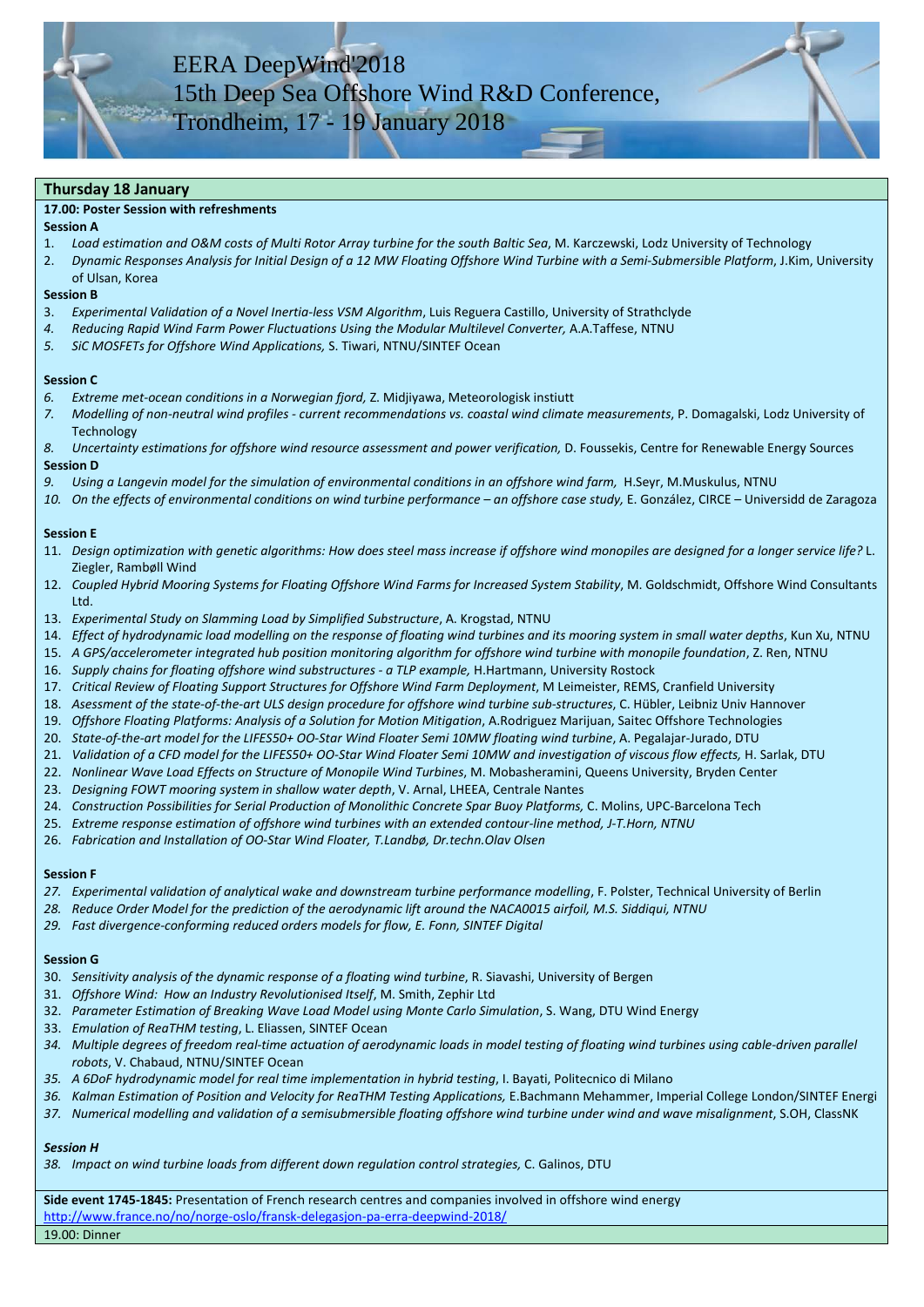# EERA DeepWind'2018
# 15th Deep Sea Offshore Wind R&D Conference, Trondheim, 17 - 19 January 2018

## Thursday 18 January

**17.00: Poster Session with refreshments**

**Session A**

1. *Load estimation and O&M costs of Multi Rotor Array turbine for the south Baltic Sea*, M. Karczewski, Lodz University of Technology
2. *Dynamic Responses Analysis for Initial Design of a 12 MW Floating Offshore Wind Turbine with a Semi-Submersible Platform*, J.Kim, University of Ulsan, Korea

**Session B**

3. *Experimental Validation of a Novel Inertia-less VSM Algorithm*, Luis Reguera Castillo, University of Strathclyde
4. *Reducing Rapid Wind Farm Power Fluctuations Using the Modular Multilevel Converter,* A.A.Taffese, NTNU
5. *SiC MOSFETs for Offshore Wind Applications,* S. Tiwari, NTNU/SINTEF Ocean

**Session C**

6. *Extreme met-ocean conditions in a Norwegian fjord,* Z. Midjiyawa, Meteorologisk instiutt
7. *Modelling of non-neutral wind profiles - current recommendations vs. coastal wind climate measurements*, P. Domagalski, Lodz University of Technology
8. *Uncertainty estimations for offshore wind resource assessment and power verification,* D. Foussekis, Centre for Renewable Energy Sources

**Session D**

9. *Using a Langevin model for the simulation of environmental conditions in an offshore wind farm,* H.Seyr, M.Muskulus, NTNU
10. *On the effects of environmental conditions on wind turbine performance – an offshore case study,* E. González, CIRCE – Universidd de Zaragoza

**Session E**

11. *Design optimization with genetic algorithms: How does steel mass increase if offshore wind monopiles are designed for a longer service life?* L. Ziegler, Rambøll Wind
12. *Coupled Hybrid Mooring Systems for Floating Offshore Wind Farms for Increased System Stability*, M. Goldschmidt, Offshore Wind Consultants Ltd.
13. *Experimental Study on Slamming Load by Simplified Substructure*, A. Krogstad, NTNU
14. *Effect of hydrodynamic load modelling on the response of floating wind turbines and its mooring system in small water depths*, Kun Xu, NTNU
15. *A GPS/accelerometer integrated hub position monitoring algorithm for offshore wind turbine with monopile foundation*, Z. Ren, NTNU
16. *Supply chains for floating offshore wind substructures - a TLP example,* H.Hartmann, University Rostock
17. *Critical Review of Floating Support Structures for Offshore Wind Farm Deployment*, M Leimeister, REMS, Cranfield University
18. *Assessment of the state-of-the-art ULS design procedure for offshore wind turbine sub-structures*, C. Hübler, Leibniz Univ Hannover
19. *Offshore Floating Platforms: Analysis of a Solution for Motion Mitigation*, A.Rodriguez Marijuan, Saitec Offshore Technologies
20. *State-of-the-art model for the LIFES50+ OO-Star Wind Floater Semi 10MW floating wind turbine*, A. Pegalajar-Jurado, DTU
21. *Validation of a CFD model for the LIFES50+ OO-Star Wind Floater Semi 10MW and investigation of viscous flow effects,* H. Sarlak, DTU
22. *Nonlinear Wave Load Effects on Structure of Monopile Wind Turbines*, M. Mobasheramini, Queens University, Bryden Center
23. *Designing FOWT mooring system in shallow water depth*, V. Arnal, LHEEA, Centrale Nantes
24. *Construction Possibilities for Serial Production of Monolithic Concrete Spar Buoy Platforms,* C. Molins, UPC-Barcelona Tech
25. *Extreme response estimation of offshore wind turbines with an extended contour-line method, J-T.Horn, NTNU*
26. *Fabrication and Installation of OO-Star Wind Floater, T.Landbø, Dr.techn.Olav Olsen*

**Session F**

27. *Experimental validation of analytical wake and downstream turbine performance modelling*, F. Polster, Technical University of Berlin
28. *Reduce Order Model for the prediction of the aerodynamic lift around the NACA0015 airfoil, M.S. Siddiqui, NTNU*
29. *Fast divergence-conforming reduced orders models for flow, E. Fonn, SINTEF Digital*

**Session G**

30. *Sensitivity analysis of the dynamic response of a floating wind turbine*, R. Siavashi, University of Bergen
31. *Offshore Wind: How an Industry Revolutionised Itself*, M. Smith, Zephir Ltd
32. *Parameter Estimation of Breaking Wave Load Model using Monte Carlo Simulation*, S. Wang, DTU Wind Energy
33. *Emulation of ReaTHM testing*, L. Eliassen, SINTEF Ocean
34. *Multiple degrees of freedom real-time actuation of aerodynamic loads in model testing of floating wind turbines using cable-driven parallel robots*, V. Chabaud, NTNU/SINTEF Ocean
35. *A 6DoF hydrodynamic model for real time implementation in hybrid testing*, I. Bayati, Politecnico di Milano
36. *Kalman Estimation of Position and Velocity for ReaTHM Testing Applications,* E.Bachmann Mehammer, Imperial College London/SINTEF Energi
37. *Numerical modelling and validation of a semisubmersible floating offshore wind turbine under wind and wave misalignment*, S.OH, ClassNK

***Session H***

38. *Impact on wind turbine loads from different down regulation control strategies,* C. Galinos, DTU

**Side event 1745-1845:** Presentation of French research centres and companies involved in offshore wind energy
http://www.france.no/no/norge-oslo/fransk-delegasjon-pa-erra-deepwind-2018/

19.00: Dinner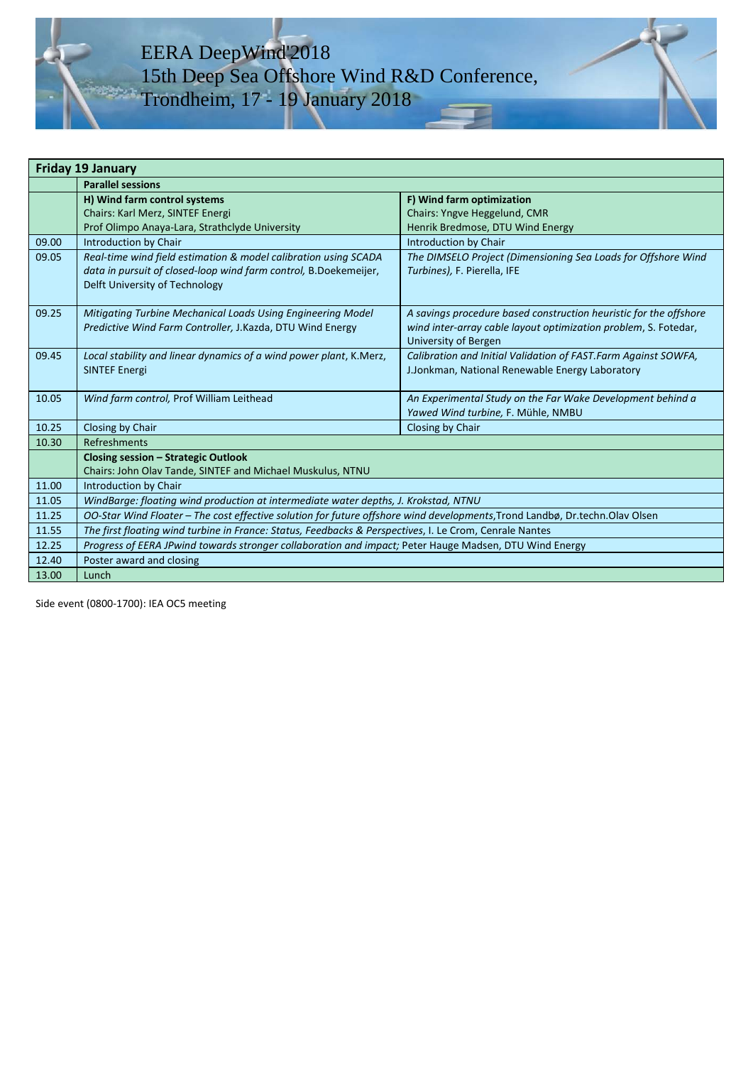EERA DeepWind'2018
15th Deep Sea Offshore Wind R&D Conference,
Trondheim, 17 - 19 January 2018

| Friday 19 January | | |
|---|---|---|
| | **Parallel sessions** | |
| | **H) Wind farm control systems**<br>Chairs: Karl Merz, SINTEF Energi<br>Prof Olimpo Anaya-Lara, Strathclyde University | **F) Wind farm optimization**<br>Chairs: Yngve Heggelund, CMR<br>Henrik Bredmose, DTU Wind Energy |
| 09.00 | Introduction by Chair | Introduction by Chair |
| 09.05 | *Real-time wind field estimation & model calibration using SCADA data in pursuit of closed-loop wind farm control,* B.Doekemeijer, Delft University of Technology | *The DIMSELO Project (Dimensioning Sea Loads for Offshore Wind Turbines),* F. Pierella, IFE |
| 09.25 | *Mitigating Turbine Mechanical Loads Using Engineering Model Predictive Wind Farm Controller,* J.Kazda, DTU Wind Energy | *A savings procedure based construction heuristic for the offshore wind inter-array cable layout optimization problem*, S. Fotedar, University of Bergen |
| 09.45 | *Local stability and linear dynamics of a wind power plant*, K.Merz, SINTEF Energi | *Calibration and Initial Validation of FAST.Farm Against SOWFA,* J.Jonkman, National Renewable Energy Laboratory |
| 10.05 | *Wind farm control,* Prof William Leithead | *An Experimental Study on the Far Wake Development behind a Yawed Wind turbine,* F. Mühle, NMBU |
| 10.25 | Closing by Chair | Closing by Chair |
| 10.30 | Refreshments | |
| | **Closing session – Strategic Outlook**<br>Chairs: John Olav Tande, SINTEF and Michael Muskulus, NTNU | |
| 11.00 | Introduction by Chair | |
| 11.05 | *WindBarge: floating wind production at intermediate water depths, J. Krokstad, NTNU* | |
| 11.25 | *OO-Star Wind Floater – The cost effective solution for future offshore wind developments,*Trond Landbø, Dr.techn.Olav Olsen | |
| 11.55 | *The first floating wind turbine in France: Status, Feedbacks & Perspectives*, I. Le Crom, Cenrale Nantes | |
| 12.25 | *Progress of EERA JPwind towards stronger collaboration and impact;* Peter Hauge Madsen, DTU Wind Energy | |
| 12.40 | Poster award and closing | |
| 13.00 | Lunch | |

Side event (0800-1700): IEA OC5 meeting